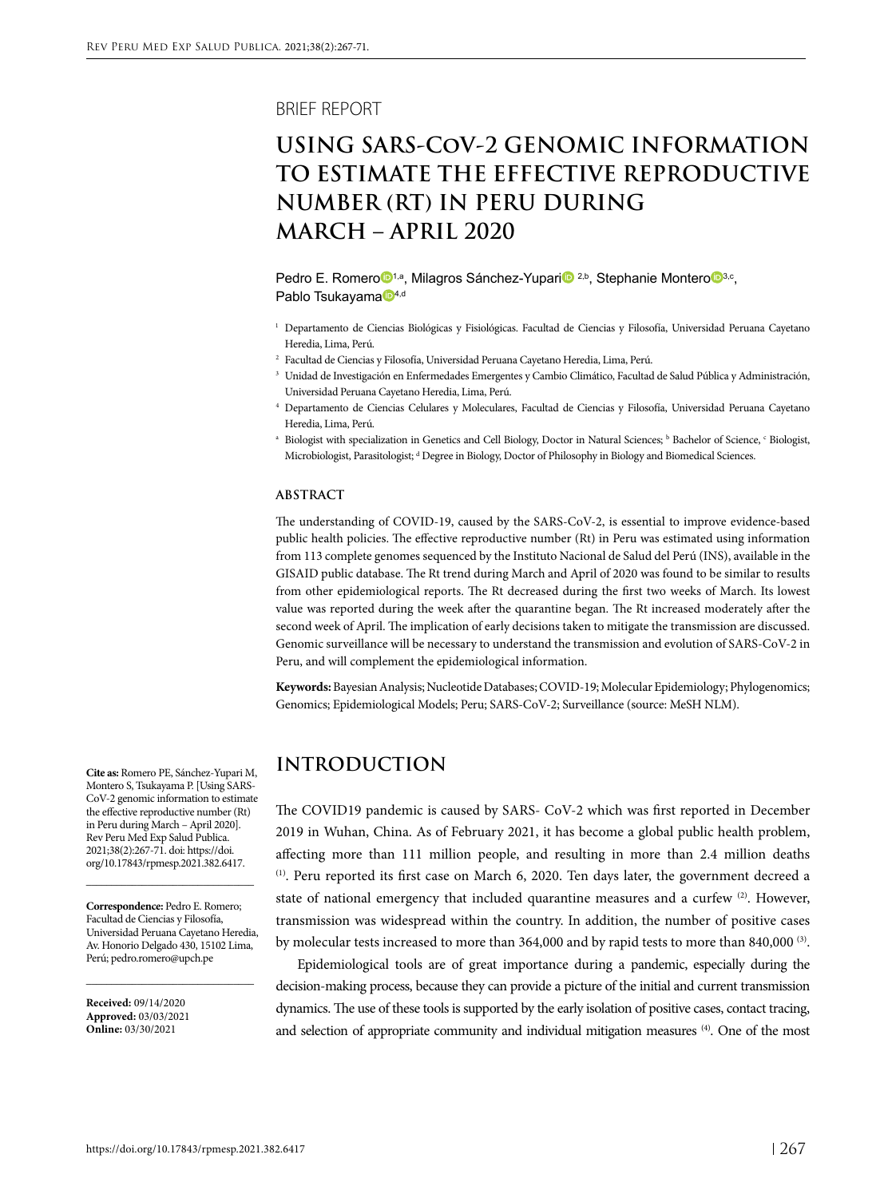BRIEF REPORT

# USING SARS-CoV-2 GENOMIC INFORMATION TO ESTIMATE THE EFFECTIVE REPRODUCTIVE NUMBER (RT) IN PERU DURING MARCH – APRIL 2020

Pedro E. Romero[1,a], Milagros Sánchez-Yupari[2,b], Stephanie Montero[3,c], Pablo Tsukayama[4,d]

[1] Departamento de Ciencias Biológicas y Fisiológicas. Facultad de Ciencias y Filosofía, Universidad Peruana Cayetano Heredia, Lima, Perú.

[2] Facultad de Ciencias y Filosofía, Universidad Peruana Cayetano Heredia, Lima, Perú.

[3] Unidad de Investigación en Enfermedades Emergentes y Cambio Climático, Facultad de Salud Pública y Administración, Universidad Peruana Cayetano Heredia, Lima, Perú.

[4] Departamento de Ciencias Celulares y Moleculares, Facultad de Ciencias y Filosofía, Universidad Peruana Cayetano Heredia, Lima, Perú.

[a] Biologist with specialization in Genetics and Cell Biology, Doctor in Natural Sciences; [b] Bachelor of Science, [c] Biologist, Microbiologist, Parasitologist; [d] Degree in Biology, Doctor of Philosophy in Biology and Biomedical Sciences.

### ABSTRACT

The understanding of COVID-19, caused by the SARS-CoV-2, is essential to improve evidence-based public health policies. The effective reproductive number (Rt) in Peru was estimated using information from 113 complete genomes sequenced by the Instituto Nacional de Salud del Perú (INS), available in the GISAID public database. The Rt trend during March and April of 2020 was found to be similar to results from other epidemiological reports. The Rt decreased during the first two weeks of March. Its lowest value was reported during the week after the quarantine began. The Rt increased moderately after the second week of April. The implication of early decisions taken to mitigate the transmission are discussed. Genomic surveillance will be necessary to understand the transmission and evolution of SARS-CoV-2 in Peru, and will complement the epidemiological information.

**Keywords:** Bayesian Analysis; Nucleotide Databases; COVID-19; Molecular Epidemiology; Phylogenomics; Genomics; Epidemiological Models; Peru; SARS-CoV-2; Surveillance (source: MeSH NLM).

**Cite as:** Romero PE, Sánchez-Yupari M, Montero S, Tsukayama P. [Using SARS-CoV-2 genomic information to estimate the effective reproductive number (Rt) in Peru during March – April 2020]. Rev Peru Med Exp Salud Publica. 2021;38(2):267-71. doi: https://doi.org/10.17843/rpmesp.2021.382.6417.

**Correspondence:** Pedro E. Romero; Facultad de Ciencias y Filosofía, Universidad Peruana Cayetano Heredia, Av. Honorio Delgado 430, 15102 Lima, Perú; pedro.romero@upch.pe

**Received:** 09/14/2020
**Approved:** 03/03/2021
**Online:** 03/30/2021

## INTRODUCTION

The COVID19 pandemic is caused by SARS- CoV-2 which was first reported in December 2019 in Wuhan, China. As of February 2021, it has become a global public health problem, affecting more than 111 million people, and resulting in more than 2.4 million deaths [1]. Peru reported its first case on March 6, 2020. Ten days later, the government decreed a state of national emergency that included quarantine measures and a curfew [2]. However, transmission was widespread within the country. In addition, the number of positive cases by molecular tests increased to more than 364,000 and by rapid tests to more than 840,000 [3].

Epidemiological tools are of great importance during a pandemic, especially during the decision-making process, because they can provide a picture of the initial and current transmission dynamics. The use of these tools is supported by the early isolation of positive cases, contact tracing, and selection of appropriate community and individual mitigation measures [4]. One of the most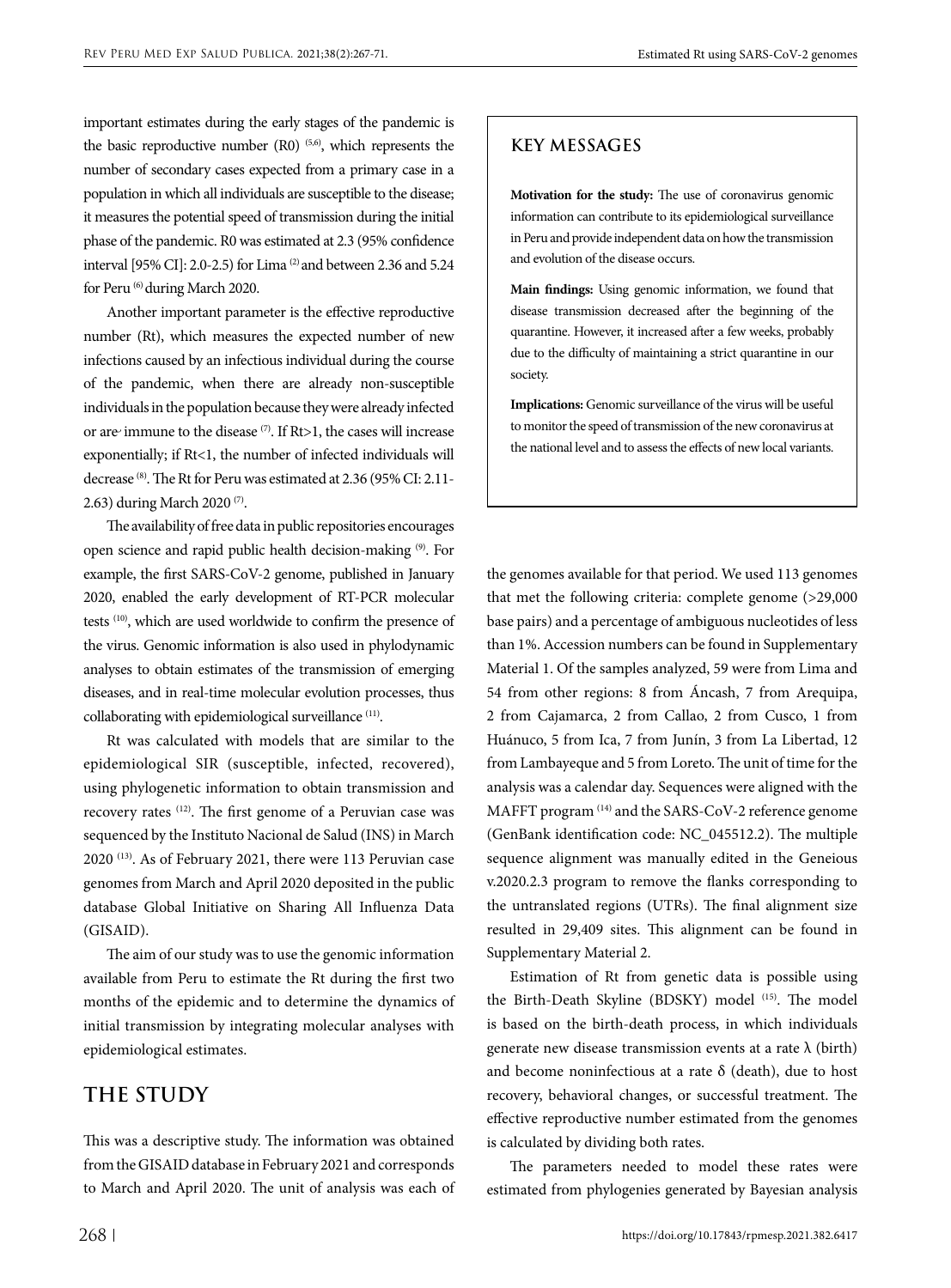important estimates during the early stages of the pandemic is the basic reproductive number (R0) [5,6], which represents the number of secondary cases expected from a primary case in a population in which all individuals are susceptible to the disease; it measures the potential speed of transmission during the initial phase of the pandemic. R0 was estimated at 2.3 (95% confidence interval [95% CI]: 2.0-2.5) for Lima [2] and between 2.36 and 5.24 for Peru [6] during March 2020.

Another important parameter is the effective reproductive number (Rt), which measures the expected number of new infections caused by an infectious individual during the course of the pandemic, when there are already non-susceptible individuals in the population because they were already infected or are immune to the disease [7]. If Rt>1, the cases will increase exponentially; if Rt<1, the number of infected individuals will decrease [8]. The Rt for Peru was estimated at 2.36 (95% CI: 2.11-2.63) during March 2020 [7].

The availability of free data in public repositories encourages open science and rapid public health decision-making [9]. For example, the first SARS-CoV-2 genome, published in January 2020, enabled the early development of RT-PCR molecular tests [10], which are used worldwide to confirm the presence of the virus. Genomic information is also used in phylodynamic analyses to obtain estimates of the transmission of emerging diseases, and in real-time molecular evolution processes, thus collaborating with epidemiological surveillance [11].

Rt was calculated with models that are similar to the epidemiological SIR (susceptible, infected, recovered), using phylogenetic information to obtain transmission and recovery rates [12]. The first genome of a Peruvian case was sequenced by the Instituto Nacional de Salud (INS) in March 2020 [13]. As of February 2021, there were 113 Peruvian case genomes from March and April 2020 deposited in the public database Global Initiative on Sharing All Influenza Data (GISAID).

The aim of our study was to use the genomic information available from Peru to estimate the Rt during the first two months of the epidemic and to determine the dynamics of initial transmission by integrating molecular analyses with epidemiological estimates.

> **KEY MESSAGES**
>
> **Motivation for the study:** The use of coronavirus genomic information can contribute to its epidemiological surveillance in Peru and provide independent data on how the transmission and evolution of the disease occurs.
>
> **Main findings:** Using genomic information, we found that disease transmission decreased after the beginning of the quarantine. However, it increased after a few weeks, probably due to the difficulty of maintaining a strict quarantine in our society.
>
> **Implications:** Genomic surveillance of the virus will be useful to monitor the speed of transmission of the new coronavirus at the national level and to assess the effects of new local variants.

## THE STUDY

This was a descriptive study. The information was obtained from the GISAID database in February 2021 and corresponds to March and April 2020. The unit of analysis was each of the genomes available for that period. We used 113 genomes that met the following criteria: complete genome (>29,000 base pairs) and a percentage of ambiguous nucleotides of less than 1%. Accession numbers can be found in Supplementary Material 1. Of the samples analyzed, 59 were from Lima and 54 from other regions: 8 from Áncash, 7 from Arequipa, 2 from Cajamarca, 2 from Callao, 2 from Cusco, 1 from Huánuco, 5 from Ica, 7 from Junín, 3 from La Libertad, 12 from Lambayeque and 5 from Loreto. The unit of time for the analysis was a calendar day. Sequences were aligned with the MAFFT program [14] and the SARS-CoV-2 reference genome (GenBank identification code: NC_045512.2). The multiple sequence alignment was manually edited in the Geneious v.2020.2.3 program to remove the flanks corresponding to the untranslated regions (UTRs). The final alignment size resulted in 29,409 sites. This alignment can be found in Supplementary Material 2.

Estimation of Rt from genetic data is possible using the Birth-Death Skyline (BDSKY) model [15]. The model is based on the birth-death process, in which individuals generate new disease transmission events at a rate $\lambda$ (birth) and become noninfectious at a rate $\delta$ (death), due to host recovery, behavioral changes, or successful treatment. The effective reproductive number estimated from the genomes is calculated by dividing both rates.

The parameters needed to model these rates were estimated from phylogenies generated by Bayesian analysis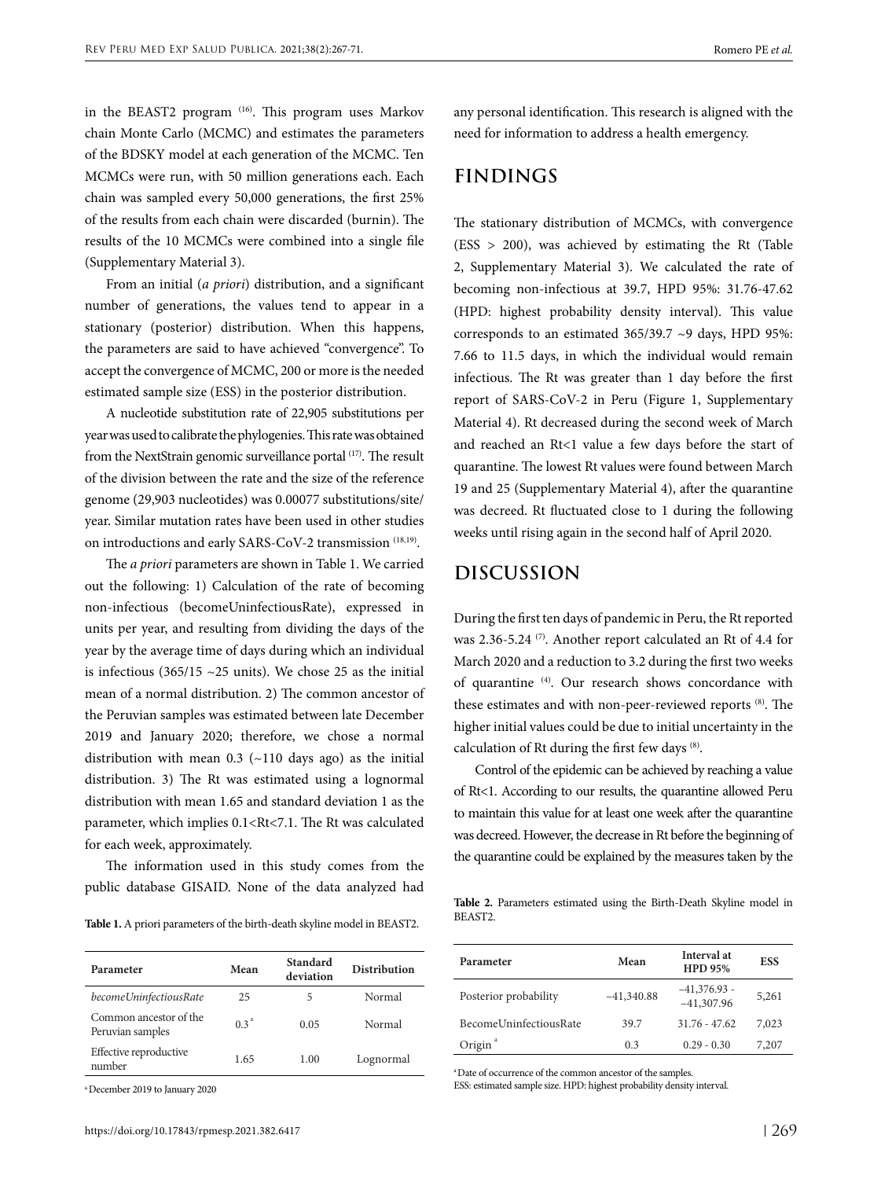in the BEAST2 program [16]. This program uses Markov chain Monte Carlo (MCMC) and estimates the parameters of the BDSKY model at each generation of the MCMC. Ten MCMCs were run, with 50 million generations each. Each chain was sampled every 50,000 generations, the first 25% of the results from each chain were discarded (burnin). The results of the 10 MCMCs were combined into a single file (Supplementary Material 3).

From an initial (*a priori*) distribution, and a significant number of generations, the values tend to appear in a stationary (posterior) distribution. When this happens, the parameters are said to have achieved "convergence". To accept the convergence of MCMC, 200 or more is the needed estimated sample size (ESS) in the posterior distribution.

A nucleotide substitution rate of 22,905 substitutions per year was used to calibrate the phylogenies. This rate was obtained from the NextStrain genomic surveillance portal [17]. The result of the division between the rate and the size of the reference genome (29,903 nucleotides) was 0.00077 substitutions/site/year. Similar mutation rates have been used in other studies on introductions and early SARS-CoV-2 transmission [18,19].

The *a priori* parameters are shown in Table 1. We carried out the following: 1) Calculation of the rate of becoming non-infectious (becomeUninfectiousRate), expressed in units per year, and resulting from dividing the days of the year by the average time of days during which an individual is infectious (365/15 ~25 units). We chose 25 as the initial mean of a normal distribution. 2) The common ancestor of the Peruvian samples was estimated between late December 2019 and January 2020; therefore, we chose a normal distribution with mean 0.3 (~110 days ago) as the initial distribution. 3) The Rt was estimated using a lognormal distribution with mean 1.65 and standard deviation 1 as the parameter, which implies 0.1<Rt<7.1. The Rt was calculated for each week, approximately.

The information used in this study comes from the public database GISAID. None of the data analyzed had any personal identification. This research is aligned with the need for information to address a health emergency.

**Table 1.** A priori parameters of the birth-death skyline model in BEAST2.

| Parameter | Mean | Standard deviation | Distribution |
|---|---|---|---|
| *becomeUninfectiousRate* | 25 | 5 | Normal |
| Common ancestor of the Peruvian samples | 0.3 [a] | 0.05 | Normal |
| Effective reproductive number | 1.65 | 1.00 | Lognormal |

[a] December 2019 to January 2020

## FINDINGS

The stationary distribution of MCMCs, with convergence (ESS > 200), was achieved by estimating the Rt (Table 2, Supplementary Material 3). We calculated the rate of becoming non-infectious at 39.7, HPD 95%: 31.76-47.62 (HPD: highest probability density interval). This value corresponds to an estimated 365/39.7 ~9 days, HPD 95%: 7.66 to 11.5 days, in which the individual would remain infectious. The Rt was greater than 1 day before the first report of SARS-CoV-2 in Peru (Figure 1, Supplementary Material 4). Rt decreased during the second week of March and reached an Rt<1 value a few days before the start of quarantine. The lowest Rt values were found between March 19 and 25 (Supplementary Material 4), after the quarantine was decreed. Rt fluctuated close to 1 during the following weeks until rising again in the second half of April 2020.

## DISCUSSION

During the first ten days of pandemic in Peru, the Rt reported was 2.36-5.24 [7]. Another report calculated an Rt of 4.4 for March 2020 and a reduction to 3.2 during the first two weeks of quarantine [4]. Our research shows concordance with these estimates and with non-peer-reviewed reports [8]. The higher initial values could be due to initial uncertainty in the calculation of Rt during the first few days [8].

Control of the epidemic can be achieved by reaching a value of Rt<1. According to our results, the quarantine allowed Peru to maintain this value for at least one week after the quarantine was decreed. However, the decrease in Rt before the beginning of the quarantine could be explained by the measures taken by the

**Table 2.** Parameters estimated using the Birth-Death Skyline model in BEAST2.

| Parameter | Mean | Interval at HPD 95% | ESS |
|---|---|---|---|
| Posterior probability | −41,340.88 | −41,376.93 - −41,307.96 | 5,261 |
| BecomeUninfectiousRate | 39.7 | 31.76 - 47.62 | 7,023 |
| Origin [a] | 0.3 | 0.29 - 0.30 | 7,207 |

[a] Date of occurrence of the common ancestor of the samples.
ESS: estimated sample size. HPD: highest probability density interval.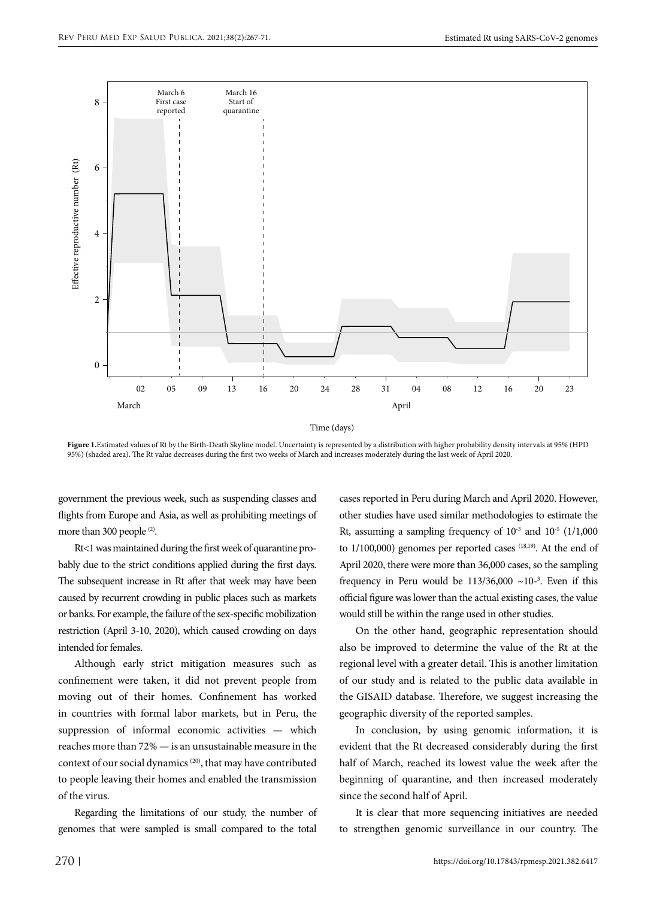**Figure 1.** Estimated values of Rt by the Birth-Death Skyline model. Uncertainty is represented by a distribution with higher probability density intervals at 95% (HPD 95%) (shaded area). The Rt value decreases during the first two weeks of March and increases moderately during the last week of April 2020.

government the previous week, such as suspending classes and flights from Europe and Asia, as well as prohibiting meetings of more than 300 people [2].

Rt<1 was maintained during the first week of quarantine probably due to the strict conditions applied during the first days. The subsequent increase in Rt after that week may have been caused by recurrent crowding in public places such as markets or banks. For example, the failure of the sex-specific mobilization restriction (April 3-10, 2020), which caused crowding on days intended for females.

Although early strict mitigation measures such as confinement were taken, it did not prevent people from moving out of their homes. Confinement has worked in countries with formal labor markets, but in Peru, the suppression of informal economic activities — which reaches more than 72% — is an unsustainable measure in the context of our social dynamics [20], that may have contributed to people leaving their homes and enabled the transmission of the virus.

Regarding the limitations of our study, the number of genomes that were sampled is small compared to the total cases reported in Peru during March and April 2020. However, other studies have used similar methodologies to estimate the Rt, assuming a sampling frequency of $10^{-3}$ and $10^{-5}$ (1/1,000 to 1/100,000) genomes per reported cases [18,19]. At the end of April 2020, there were more than 36,000 cases, so the sampling frequency in Peru would be 113/36,000 ~$10^{-3}$. Even if this official figure was lower than the actual existing cases, the value would still be within the range used in other studies.

On the other hand, geographic representation should also be improved to determine the value of the Rt at the regional level with a greater detail. This is another limitation of our study and is related to the public data available in the GISAID database. Therefore, we suggest increasing the geographic diversity of the reported samples.

In conclusion, by using genomic information, it is evident that the Rt decreased considerably during the first half of March, reached its lowest value the week after the beginning of quarantine, and then increased moderately since the second half of April.

It is clear that more sequencing initiatives are needed to strengthen genomic surveillance in our country. The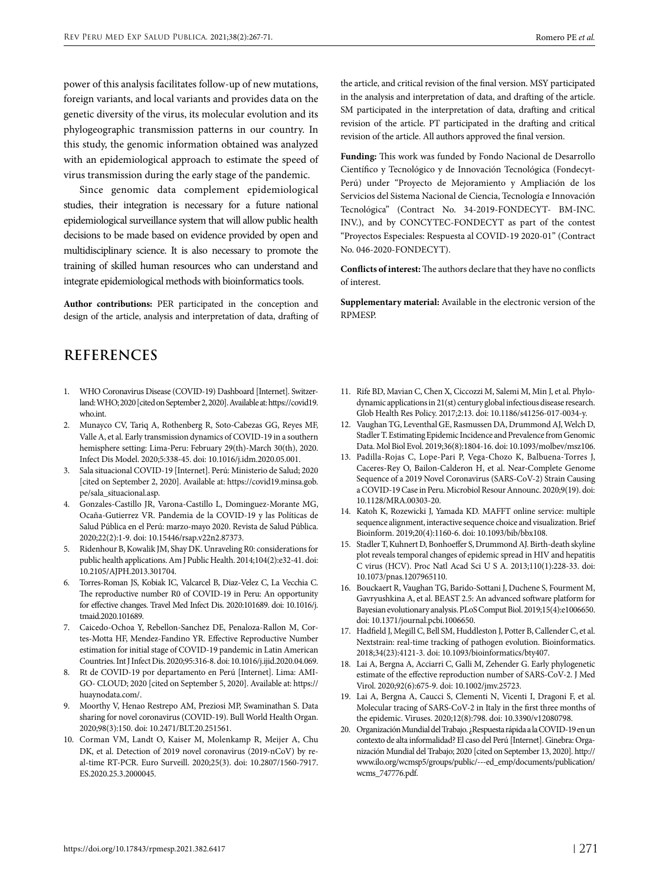power of this analysis facilitates follow-up of new mutations, foreign variants, and local variants and provides data on the genetic diversity of the virus, its molecular evolution and its phylogeographic transmission patterns in our country. In this study, the genomic information obtained was analyzed with an epidemiological approach to estimate the speed of virus transmission during the early stage of the pandemic.

Since genomic data complement epidemiological studies, their integration is necessary for a future national epidemiological surveillance system that will allow public health decisions to be made based on evidence provided by open and multidisciplinary science. It is also necessary to promote the training of skilled human resources who can understand and integrate epidemiological methods with bioinformatics tools.

**Author contributions:** PER participated in the conception and design of the article, analysis and interpretation of data, drafting of the article, and critical revision of the final version. MSY participated in the analysis and interpretation of data, and drafting of the article. SM participated in the interpretation of data, drafting and critical revision of the article. PT participated in the drafting and critical revision of the article. All authors approved the final version.

**Funding:** This work was funded by Fondo Nacional de Desarrollo Científico y Tecnológico y de Innovación Tecnológica (Fondecyt-Perú) under "Proyecto de Mejoramiento y Ampliación de los Servicios del Sistema Nacional de Ciencia, Tecnología e Innovación Tecnológica" (Contract No. 34-2019-FONDECYT- BM-INC. INV.), and by CONCYTEC-FONDECYT as part of the contest "Proyectos Especiales: Respuesta al COVID-19 2020-01" (Contract No. 046-2020-FONDECYT).

**Conflicts of interest:** The authors declare that they have no conflicts of interest.

**Supplementary material:** Available in the electronic version of the RPMESP.

## REFERENCES

1. WHO Coronavirus Disease (COVID-19) Dashboard [Internet]. Switzerland: WHO; 2020 [cited on September 2, 2020]. Available at: https://covid19.who.int.
2. Munayco CV, Tariq A, Rothenberg R, Soto-Cabezas GG, Reyes MF, Valle A, et al. Early transmission dynamics of COVID-19 in a southern hemisphere setting: Lima-Peru: February 29(th)-March 30(th), 2020. Infect Dis Model. 2020;5:338-45. doi: 10.1016/j.idm.2020.05.001.
3. Sala situacional COVID-19 [Internet]. Perú: Ministerio de Salud; 2020 [cited on September 2, 2020]. Available at: https://covid19.minsa.gob.pe/sala_situacional.asp.
4. Gonzales-Castillo JR, Varona-Castillo L, Dominguez-Morante MG, Ocaña-Gutierrez VR. Pandemia de la COVID-19 y las Políticas de Salud Pública en el Perú: marzo-mayo 2020. Revista de Salud Pública. 2020;22(2):1-9. doi: 10.15446/rsap.v22n2.87373.
5. Ridenhour B, Kowalik JM, Shay DK. Unraveling R0: considerations for public health applications. Am J Public Health. 2014;104(2):e32-41. doi: 10.2105/AJPH.2013.301704.
6. Torres-Roman JS, Kobiak IC, Valcarcel B, Diaz-Velez C, La Vecchia C. The reproductive number R0 of COVID-19 in Peru: An opportunity for effective changes. Travel Med Infect Dis. 2020:101689. doi: 10.1016/j.tmaid.2020.101689.
7. Caicedo-Ochoa Y, Rebellon-Sanchez DE, Penaloza-Rallon M, Cortes-Motta HF, Mendez-Fandino YR. Effective Reproductive Number estimation for initial stage of COVID-19 pandemic in Latin American Countries. Int J Infect Dis. 2020;95:316-8. doi: 10.1016/j.ijid.2020.04.069.
8. Rt de COVID-19 por departamento en Perú [Internet]. Lima: AMIGO- CLOUD; 2020 [cited on September 5, 2020]. Available at: https://huaynodata.com/.
9. Moorthy V, Henao Restrepo AM, Preziosi MP, Swaminathan S. Data sharing for novel coronavirus (COVID-19). Bull World Health Organ. 2020;98(3):150. doi: 10.2471/BLT.20.251561.
10. Corman VM, Landt O, Kaiser M, Molenkamp R, Meijer A, Chu DK, et al. Detection of 2019 novel coronavirus (2019-nCoV) by real-time RT-PCR. Euro Surveill. 2020;25(3). doi: 10.2807/1560-7917.ES.2020.25.3.2000045.
11. Rife BD, Mavian C, Chen X, Ciccozzi M, Salemi M, Min J, et al. Phylodynamic applications in 21(st) century global infectious disease research. Glob Health Res Policy. 2017;2:13. doi: 10.1186/s41256-017-0034-y.
12. Vaughan TG, Leventhal GE, Rasmussen DA, Drummond AJ, Welch D, Stadler T. Estimating Epidemic Incidence and Prevalence from Genomic Data. Mol Biol Evol. 2019;36(8):1804-16. doi: 10.1093/molbev/msz106.
13. Padilla-Rojas C, Lope-Pari P, Vega-Chozo K, Balbuena-Torres J, Caceres-Rey O, Bailon-Calderon H, et al. Near-Complete Genome Sequence of a 2019 Novel Coronavirus (SARS-CoV-2) Strain Causing a COVID-19 Case in Peru. Microbiol Resour Announc. 2020;9(19). doi: 10.1128/MRA.00303-20.
14. Katoh K, Rozewicki J, Yamada KD. MAFFT online service: multiple sequence alignment, interactive sequence choice and visualization. Brief Bioinform. 2019;20(4):1160-6. doi: 10.1093/bib/bbx108.
15. Stadler T, Kuhnert D, Bonhoeffer S, Drummond AJ. Birth-death skyline plot reveals temporal changes of epidemic spread in HIV and hepatitis C virus (HCV). Proc Natl Acad Sci U S A. 2013;110(1):228-33. doi: 10.1073/pnas.1207965110.
16. Bouckaert R, Vaughan TG, Barido-Sottani J, Duchene S, Fourment M, Gavryushkina A, et al. BEAST 2.5: An advanced software platform for Bayesian evolutionary analysis. PLoS Comput Biol. 2019;15(4):e1006650. doi: 10.1371/journal.pcbi.1006650.
17. Hadfield J, Megill C, Bell SM, Huddleston J, Potter B, Callender C, et al. Nextstrain: real-time tracking of pathogen evolution. Bioinformatics. 2018;34(23):4121-3. doi: 10.1093/bioinformatics/bty407.
18. Lai A, Bergna A, Acciarri C, Galli M, Zehender G. Early phylogenetic estimate of the effective reproduction number of SARS-CoV-2. J Med Virol. 2020;92(6):675-9. doi: 10.1002/jmv.25723.
19. Lai A, Bergna A, Caucci S, Clementi N, Vicenti I, Dragoni F, et al. Molecular tracing of SARS-CoV-2 in Italy in the first three months of the epidemic. Viruses. 2020;12(8):798. doi: 10.3390/v12080798.
20. Organización Mundial del Trabajo. ¿Respuesta rápida a la COVID-19 en un contexto de alta informalidad? El caso del Perú [Internet]. Ginebra: Organización Mundial del Trabajo; 2020 [cited on September 13, 2020]. http://www.ilo.org/wcmsp5/groups/public/---ed_emp/documents/publication/wcms_747776.pdf.